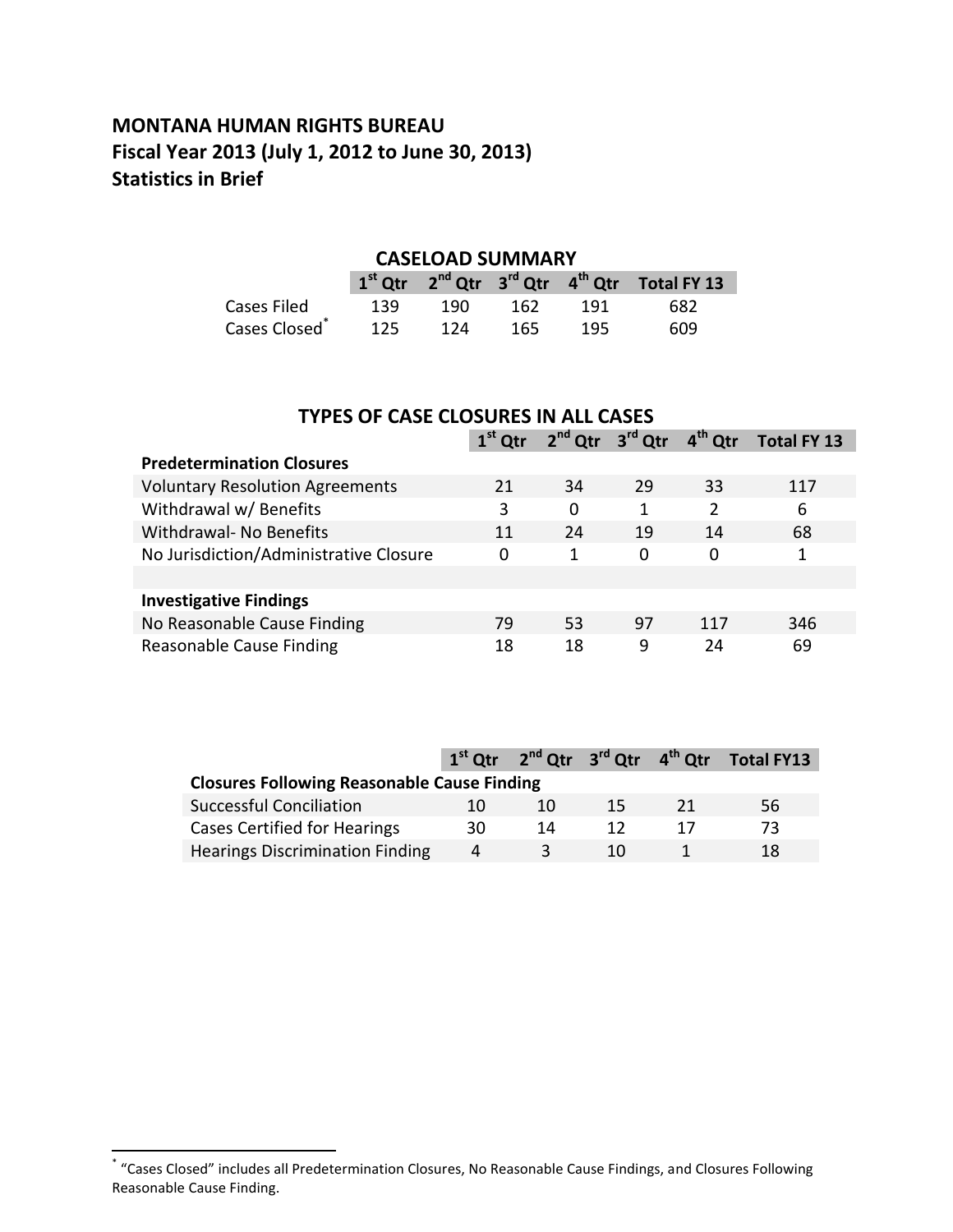# MONTANA HUMAN RIGHTS BUREAU
## Fiscal Year 2013 (July 1, 2012 to June 30, 2013)
## Statistics in Brief

### CASELOAD SUMMARY

| | 1st Qtr | 2nd Qtr | 3rd Qtr | 4th Qtr | Total FY 13 |
|---|---|---|---|---|---|
| Cases Filed | 139 | 190 | 162 | 191 | 682 |
| Cases Closed* | 125 | 124 | 165 | 195 | 609 |

### TYPES OF CASE CLOSURES IN ALL CASES

| | 1st Qtr | 2nd Qtr | 3rd Qtr | 4th Qtr | Total FY 13 |
|---|---|---|---|---|---|
| **Predetermination Closures** | | | | | |
| Voluntary Resolution Agreements | 21 | 34 | 29 | 33 | 117 |
| Withdrawal w/ Benefits | 3 | 0 | 1 | 2 | 6 |
| Withdrawal- No Benefits | 11 | 24 | 19 | 14 | 68 |
| No Jurisdiction/Administrative Closure | 0 | 1 | 0 | 0 | 1 |
| | | | | | |
| **Investigative Findings** | | | | | |
| No Reasonable Cause Finding | 79 | 53 | 97 | 117 | 346 |
| Reasonable Cause Finding | 18 | 18 | 9 | 24 | 69 |

| | 1st Qtr | 2nd Qtr | 3rd Qtr | 4th Qtr | Total FY13 |
|---|---|---|---|---|---|
| **Closures Following Reasonable Cause Finding** | | | | | |
| Successful Conciliation | 10 | 10 | 15 | 21 | 56 |
| Cases Certified for Hearings | 30 | 14 | 12 | 17 | 73 |
| Hearings Discrimination Finding | 4 | 3 | 10 | 1 | 18 |

* "Cases Closed" includes all Predetermination Closures, No Reasonable Cause Findings, and Closures Following Reasonable Cause Finding.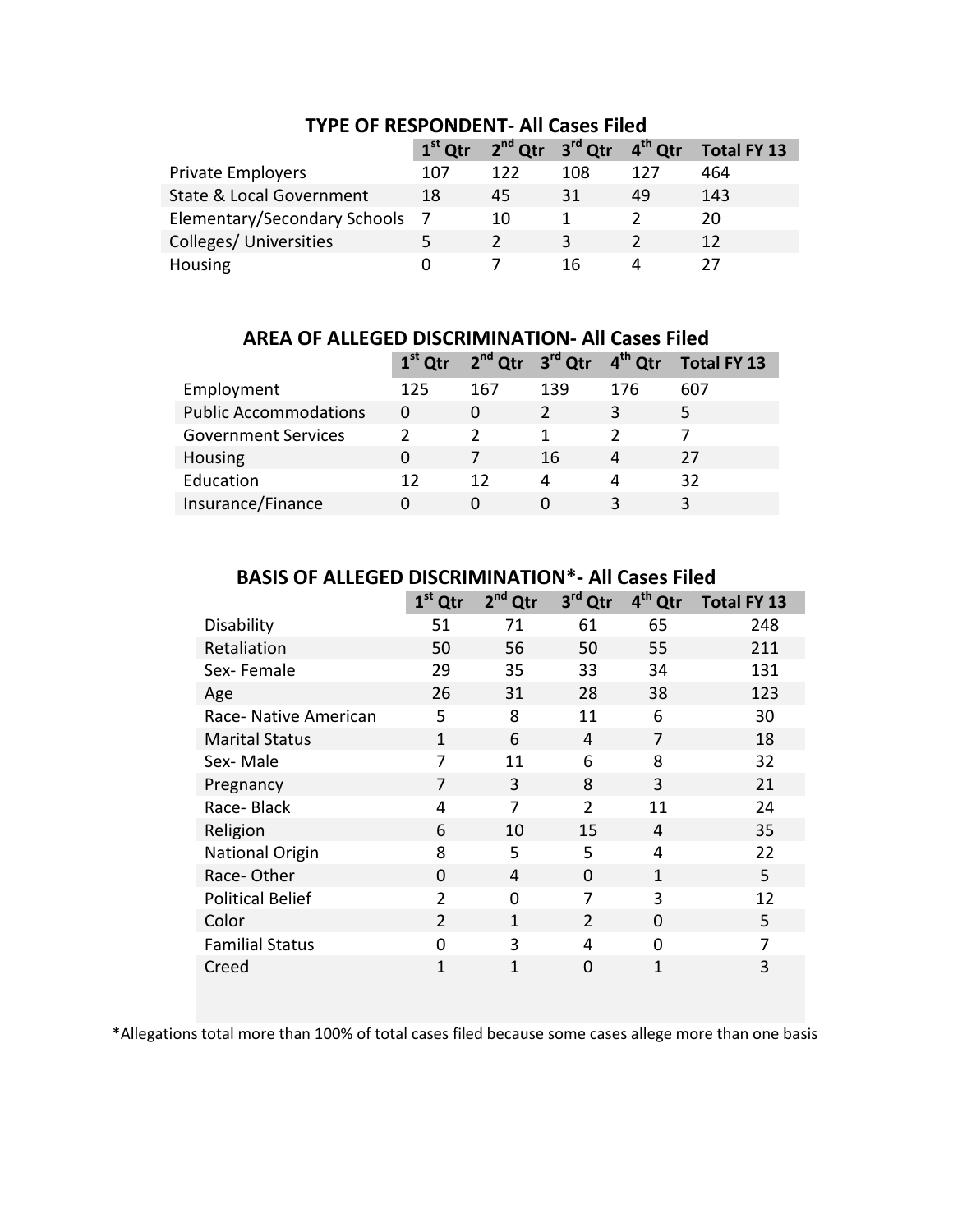## TYPE OF RESPONDENT- All Cases Filed

| | 1st Qtr | 2nd Qtr | 3rd Qtr | 4th Qtr | Total FY 13 |
|---|---|---|---|---|---|
| Private Employers | 107 | 122 | 108 | 127 | 464 |
| State & Local Government | 18 | 45 | 31 | 49 | 143 |
| Elementary/Secondary Schools | 7 | 10 | 1 | 2 | 20 |
| Colleges/ Universities | 5 | 2 | 3 | 2 | 12 |
| Housing | 0 | 7 | 16 | 4 | 27 |

## AREA OF ALLEGED DISCRIMINATION- All Cases Filed

| | 1st Qtr | 2nd Qtr | 3rd Qtr | 4th Qtr | Total FY 13 |
|---|---|---|---|---|---|
| Employment | 125 | 167 | 139 | 176 | 607 |
| Public Accommodations | 0 | 0 | 2 | 3 | 5 |
| Government Services | 2 | 2 | 1 | 2 | 7 |
| Housing | 0 | 7 | 16 | 4 | 27 |
| Education | 12 | 12 | 4 | 4 | 32 |
| Insurance/Finance | 0 | 0 | 0 | 3 | 3 |

## BASIS OF ALLEGED DISCRIMINATION*- All Cases Filed

| | 1st Qtr | 2nd Qtr | 3rd Qtr | 4th Qtr | Total FY 13 |
|---|---|---|---|---|---|
| Disability | 51 | 71 | 61 | 65 | 248 |
| Retaliation | 50 | 56 | 50 | 55 | 211 |
| Sex- Female | 29 | 35 | 33 | 34 | 131 |
| Age | 26 | 31 | 28 | 38 | 123 |
| Race- Native American | 5 | 8 | 11 | 6 | 30 |
| Marital Status | 1 | 6 | 4 | 7 | 18 |
| Sex- Male | 7 | 11 | 6 | 8 | 32 |
| Pregnancy | 7 | 3 | 8 | 3 | 21 |
| Race- Black | 4 | 7 | 2 | 11 | 24 |
| Religion | 6 | 10 | 15 | 4 | 35 |
| National Origin | 8 | 5 | 5 | 4 | 22 |
| Race- Other | 0 | 4 | 0 | 1 | 5 |
| Political Belief | 2 | 0 | 7 | 3 | 12 |
| Color | 2 | 1 | 2 | 0 | 5 |
| Familial Status | 0 | 3 | 4 | 0 | 7 |
| Creed | 1 | 1 | 0 | 1 | 3 |

*Allegations total more than 100% of total cases filed because some cases allege more than one basis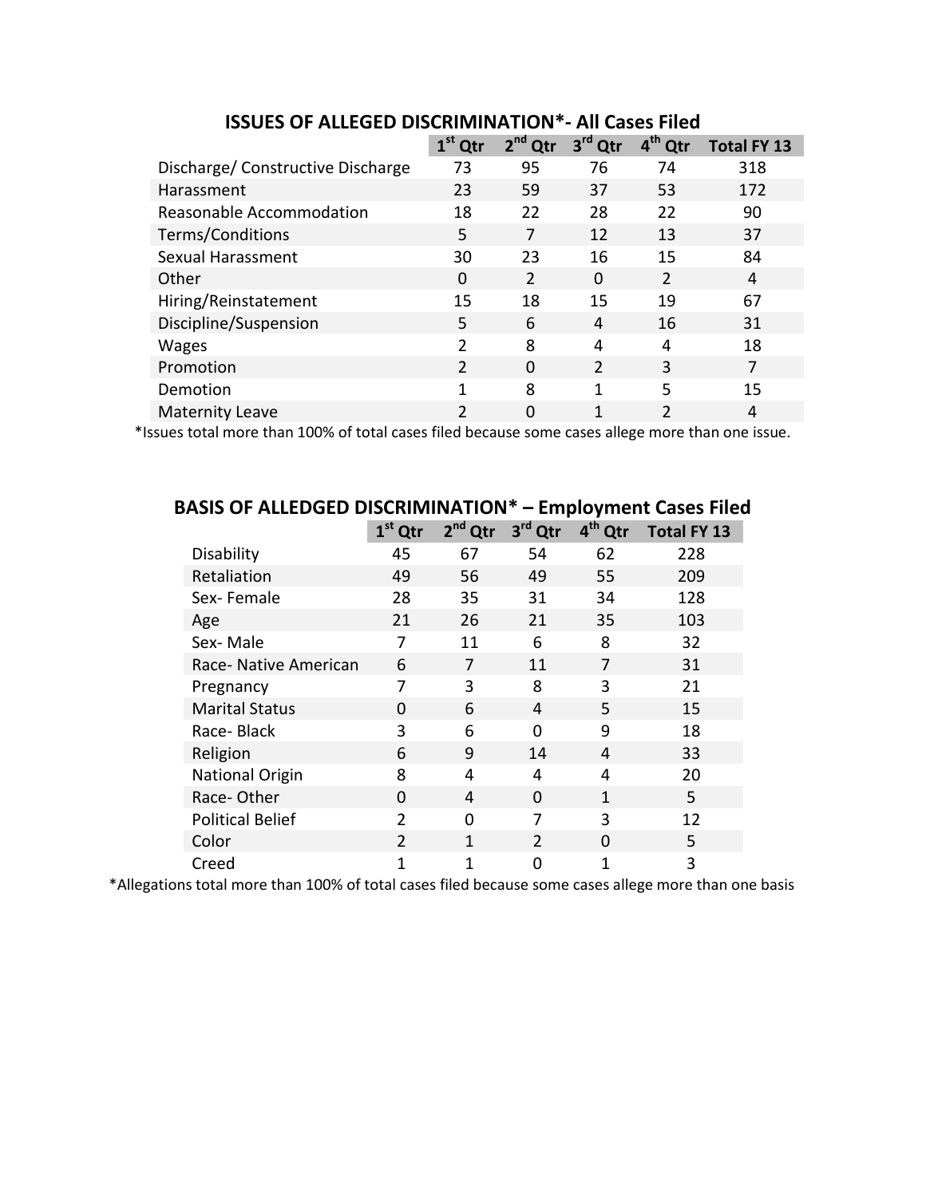## ISSUES OF ALLEGED DISCRIMINATION*- All Cases Filed

| | 1st Qtr | 2nd Qtr | 3rd Qtr | 4th Qtr | Total FY 13 |
|---|---|---|---|---|---|
| Discharge/ Constructive Discharge | 73 | 95 | 76 | 74 | 318 |
| Harassment | 23 | 59 | 37 | 53 | 172 |
| Reasonable Accommodation | 18 | 22 | 28 | 22 | 90 |
| Terms/Conditions | 5 | 7 | 12 | 13 | 37 |
| Sexual Harassment | 30 | 23 | 16 | 15 | 84 |
| Other | 0 | 2 | 0 | 2 | 4 |
| Hiring/Reinstatement | 15 | 18 | 15 | 19 | 67 |
| Discipline/Suspension | 5 | 6 | 4 | 16 | 31 |
| Wages | 2 | 8 | 4 | 4 | 18 |
| Promotion | 2 | 0 | 2 | 3 | 7 |
| Demotion | 1 | 8 | 1 | 5 | 15 |
| Maternity Leave | 2 | 0 | 1 | 2 | 4 |

*Issues total more than 100% of total cases filed because some cases allege more than one issue.

## BASIS OF ALLEDGED DISCRIMINATION* – Employment Cases Filed

| | 1st Qtr | 2nd Qtr | 3rd Qtr | 4th Qtr | Total FY 13 |
|---|---|---|---|---|---|
| Disability | 45 | 67 | 54 | 62 | 228 |
| Retaliation | 49 | 56 | 49 | 55 | 209 |
| Sex- Female | 28 | 35 | 31 | 34 | 128 |
| Age | 21 | 26 | 21 | 35 | 103 |
| Sex- Male | 7 | 11 | 6 | 8 | 32 |
| Race- Native American | 6 | 7 | 11 | 7 | 31 |
| Pregnancy | 7 | 3 | 8 | 3 | 21 |
| Marital Status | 0 | 6 | 4 | 5 | 15 |
| Race- Black | 3 | 6 | 0 | 9 | 18 |
| Religion | 6 | 9 | 14 | 4 | 33 |
| National Origin | 8 | 4 | 4 | 4 | 20 |
| Race- Other | 0 | 4 | 0 | 1 | 5 |
| Political Belief | 2 | 0 | 7 | 3 | 12 |
| Color | 2 | 1 | 2 | 0 | 5 |
| Creed | 1 | 1 | 0 | 1 | 3 |

*Allegations total more than 100% of total cases filed because some cases allege more than one basis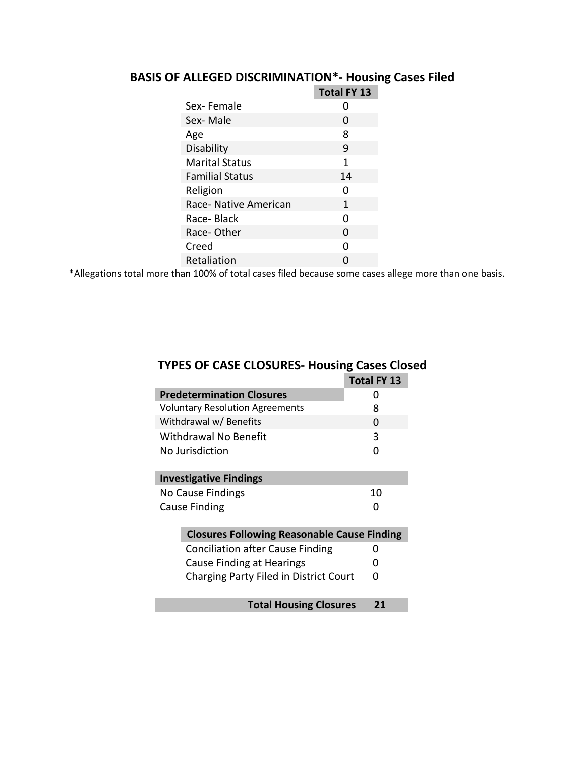## BASIS OF ALLEGED DISCRIMINATION*- Housing Cases Filed

| | Total FY 13 |
|---|---|
| Sex- Female | 0 |
| Sex- Male | 0 |
| Age | 8 |
| Disability | 9 |
| Marital Status | 1 |
| Familial Status | 14 |
| Religion | 0 |
| Race- Native American | 1 |
| Race- Black | 0 |
| Race- Other | 0 |
| Creed | 0 |
| Retaliation | 0 |

*Allegations total more than 100% of total cases filed because some cases allege more than one basis.

## TYPES OF CASE CLOSURES- Housing Cases Closed

| | Total FY 13 |
|---|---|
| **Predetermination Closures** | 0 |
| Voluntary Resolution Agreements | 8 |
| Withdrawal w/ Benefits | 0 |
| Withdrawal No Benefit | 3 |
| No Jurisdiction | 0 |
| **Investigative Findings** | |
| No Cause Findings | 10 |
| Cause Finding | 0 |
| **Closures Following Reasonable Cause Finding** | |
| Conciliation after Cause Finding | 0 |
| Cause Finding at Hearings | 0 |
| Charging Party Filed in District Court | 0 |
| **Total Housing Closures** | **21** |